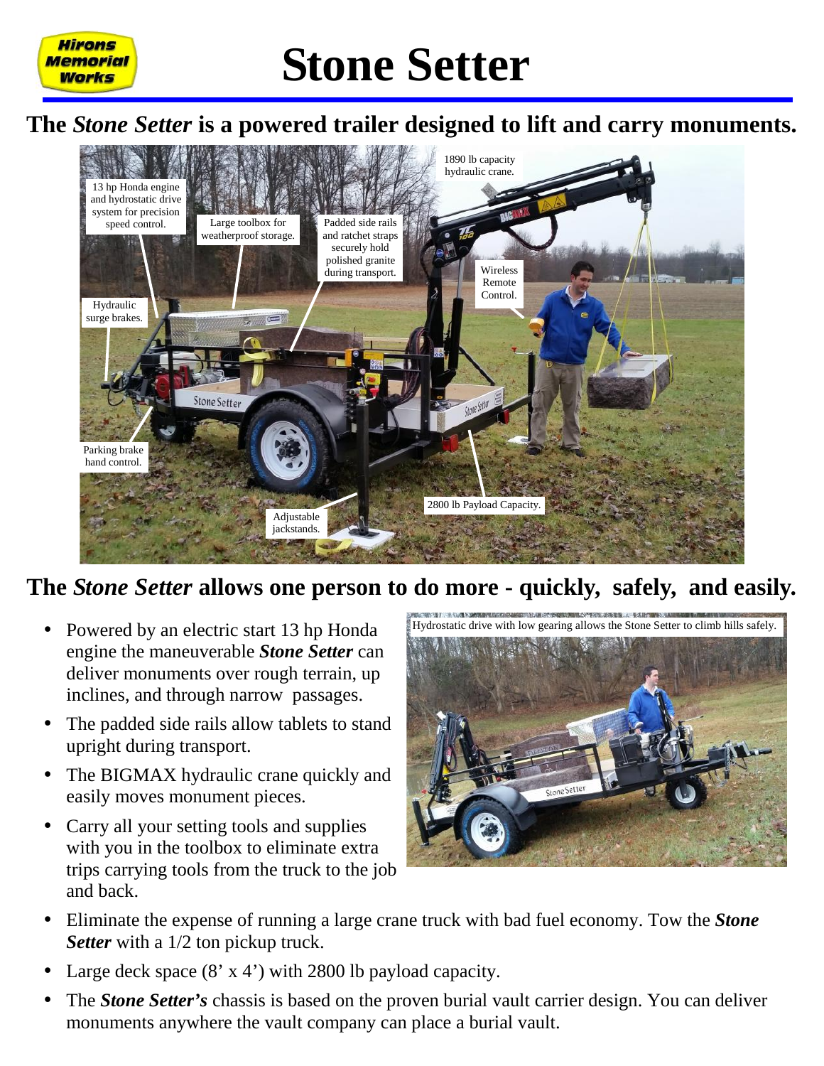Hirons Memorial Works

# Stone Setter

## The *Stone Setter* is a powered trailer designed to lift and carry monuments.

13 hp Honda engine and hydrostatic drive system for precision speed control.

Large toolbox for weatherproof storage.

Padded side rails and ratchet straps securely hold polished granite during transport.

1890 lb capacity hydraulic crane.

Wireless Remote Control.

Hydraulic surge brakes.

Parking brake hand control.

Adjustable jackstands.

2800 lb Payload Capacity.

## The *Stone Setter* allows one person to do more - quickly, safely, and easily.

- Powered by an electric start 13 hp Honda engine the maneuverable ***Stone Setter*** can deliver monuments over rough terrain, up inclines, and through narrow passages.
- The padded side rails allow tablets to stand upright during transport.
- The BIGMAX hydraulic crane quickly and easily moves monument pieces.
- Carry all your setting tools and supplies with you in the toolbox to eliminate extra trips carrying tools from the truck to the job and back.

Hydrostatic drive with low gearing allows the Stone Setter to climb hills safely.

- Eliminate the expense of running a large crane truck with bad fuel economy. Tow the ***Stone Setter*** with a 1/2 ton pickup truck.
- Large deck space (8' x 4') with 2800 lb payload capacity.
- The ***Stone Setter's*** chassis is based on the proven burial vault carrier design. You can deliver monuments anywhere the vault company can place a burial vault.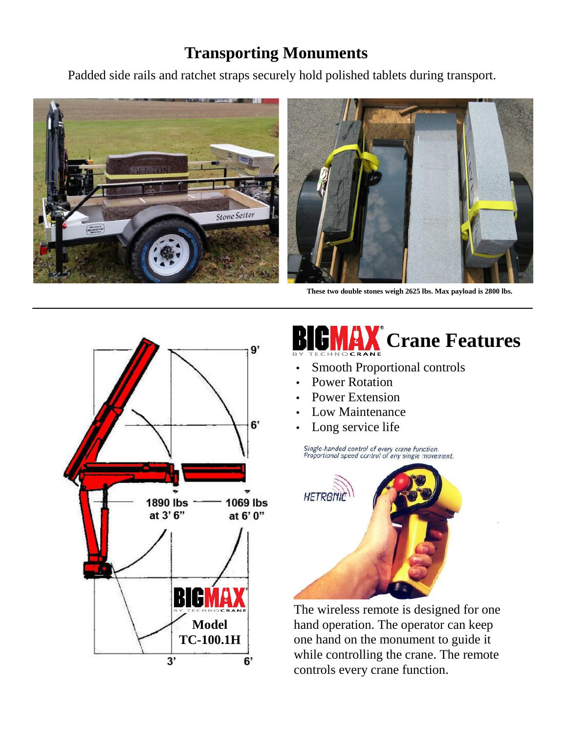# Transporting Monuments

Padded side rails and ratchet straps securely hold polished tablets during transport.

These two double stones weigh 2625 lbs. Max payload is 2800 lbs.

---

9'

6'

1890 lbs at 3' 6"

1069 lbs at 6' 0"

BIGMAX BY TECHNOCRANE

**Model TC-100.1H**

3'

6'

## BIGMAX BY TECHNOCRANE Crane Features

- Smooth Proportional controls
- Power Rotation
- Power Extension
- Low Maintenance
- Long service life

*Single-handed control of every crane function. Proportional speed control of any single movement.*

HETRONIC

The wireless remote is designed for one hand operation. The operator can keep one hand on the monument to guide it while controlling the crane. The remote controls every crane function.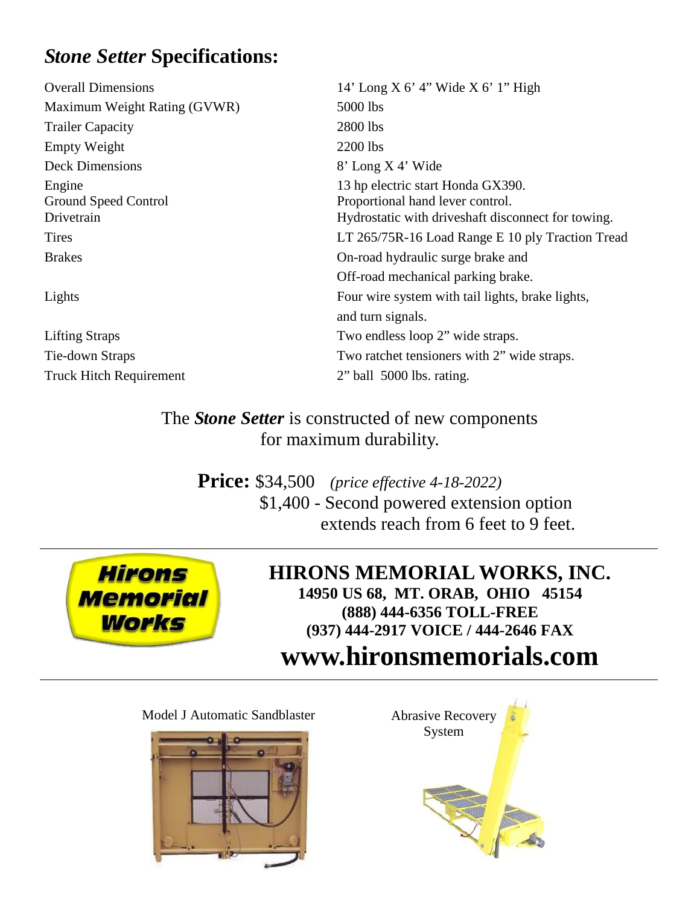## *Stone Setter* Specifications:

| | |
|---|---|
| Overall Dimensions | 14' Long X 6' 4" Wide X 6' 1" High |
| Maximum Weight Rating (GVWR) | 5000 lbs |
| Trailer Capacity | 2800 lbs |
| Empty Weight | 2200 lbs |
| Deck Dimensions | 8' Long X 4' Wide |
| Engine | 13 hp electric start Honda GX390. |
| Ground Speed Control | Proportional hand lever control. |
| Drivetrain | Hydrostatic with driveshaft disconnect for towing. |
| Tires | LT 265/75R-16 Load Range E 10 ply Traction Tread |
| Brakes | On-road hydraulic surge brake and Off-road mechanical parking brake. |
| Lights | Four wire system with tail lights, brake lights, and turn signals. |
| Lifting Straps | Two endless loop 2" wide straps. |
| Tie-down Straps | Two ratchet tensioners with 2" wide straps. |
| Truck Hitch Requirement | 2" ball 5000 lbs. rating. |

The ***Stone Setter*** is constructed of new components for maximum durability.

**Price:** $34,500 *(price effective 4-18-2022)*
$1,400 - Second powered extension option extends reach from 6 feet to 9 feet.

Hirons Memorial Works

**HIRONS MEMORIAL WORKS, INC.**
**14950 US 68, MT. ORAB, OHIO 45154**
**(888) 444-6356 TOLL-FREE**
**(937) 444-2917 VOICE / 444-2646 FAX**
**www.hironsmemorials.com**

Model J Automatic Sandblaster

Abrasive Recovery System